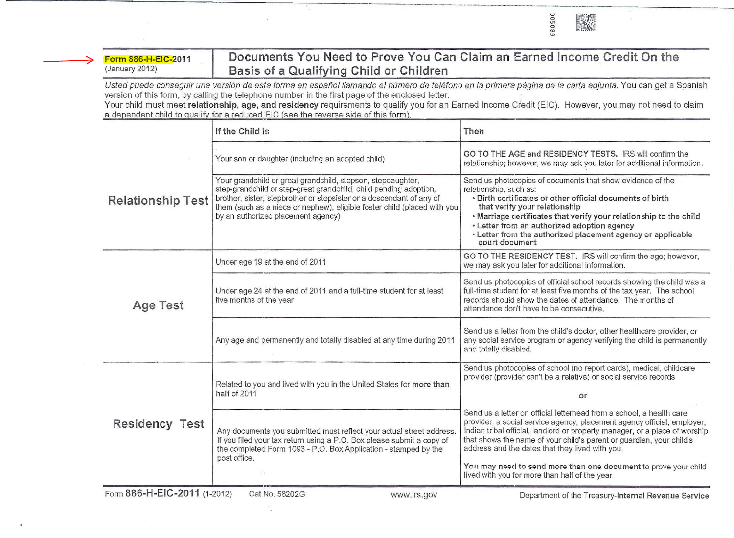**Form 886-H-EIC-2011**
(January 2012)

# Documents You Need to Prove You Can Claim an Earned Income Credit On the Basis of a Qualifying Child or Children

*Usted puede conseguir una versión de esta forma en español llamando el número de teléfono en la primera página de la carta adjunta.* You can get a Spanish version of this form, by calling the telephone number in the first page of the enclosed letter.

Your child must meet **relationship, age, and residency** requirements to qualify you for an Earned Income Credit (EIC). However, you may not need to claim a dependent child to qualify for a reduced EIC (see the reverse side of this form).

| | If the Child Is | Then |
|---|---|---|
| **Relationship Test** | Your son or daughter (including an adopted child) | **GO TO THE AGE and RESIDENCY TESTS.** IRS will confirm the relationship; however, we may ask you later for additional information. |
| | Your grandchild or great grandchild, stepson, stepdaughter, step-grandchild or step-great grandchild, child pending adoption, brother, sister, stepbrother or stepsister or a descendant of any of them (such as a niece or nephew), eligible foster child (placed with you by an authorized placement agency) | Send us photocopies of documents that show evidence of the relationship, such as: <br>• **Birth certificates or other official documents of birth that verify your relationship** <br>• **Marriage certificates that verify your relationship to the child** <br>• **Letter from an authorized adoption agency** <br>• **Letter from the authorized placement agency or applicable court document** |
| **Age Test** | Under age 19 at the end of 2011 | **GO TO THE RESIDENCY TEST.** IRS will confirm the age; however, we may ask you later for additional information. |
| | Under age 24 at the end of 2011 and a full-time student for at least five months of the year | Send us photocopies of official school records showing the child was a full-time student for at least five months of the tax year. The school records should show the dates of attendance. The months of attendance don't have to be consecutive. |
| | Any age and permanently and totally disabled at any time during 2011 | Send us a letter from the child's doctor, other healthcare provider, or any social service program or agency verifying the child is permanently and totally disabled. |
| **Residency Test** | Related to you and lived with you in the United States for **more than half** of 2011 | Send us photocopies of school (no report cards), medical, childcare provider (provider can't be a relative) or social service records <br><br>**or** <br><br>Send us a letter on official letterhead from a school, a health care provider, a social service agency, placement agency official, employer, Indian tribal official, landlord or property manager, or a place of worship that shows the name of your child's parent or guardian, your child's address and the dates that they lived with you. <br><br>**You may need to send more than one document** to prove your child lived with you for more than half of the year |
| | Any documents you submitted must reflect your actual street address. If you filed your tax return using a P.O. Box please submit a copy of the completed Form 1093 - P.O. Box Application - stamped by the post office. | |

Form **886-H-EIC-2011** (1-2012) Cat No. 58202G www.irs.gov Department of the Treasury-**Internal Revenue Service**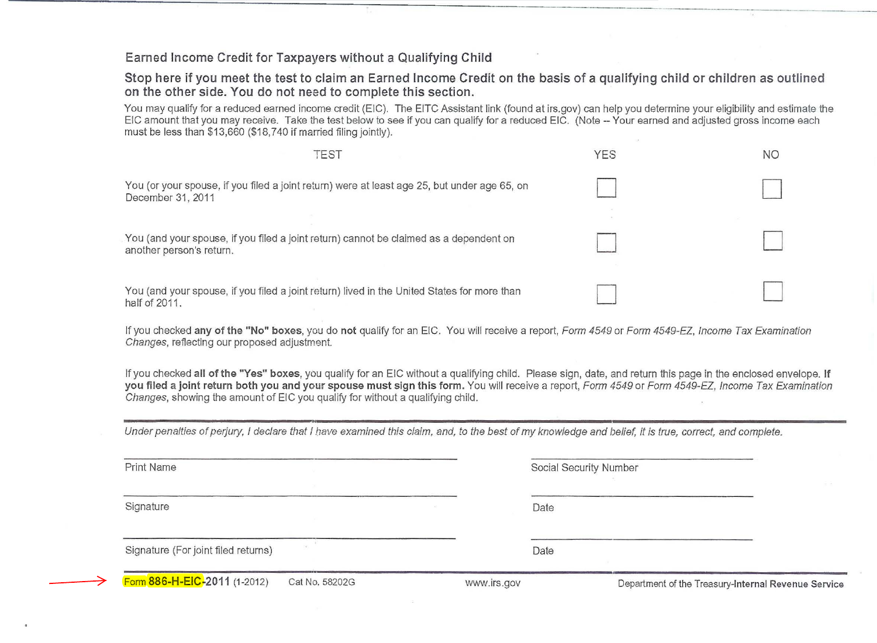## Earned Income Credit for Taxpayers without a Qualifying Child

**Stop here if you meet the test to claim an Earned Income Credit on the basis of a qualifying child or children as outlined on the other side. You do not need to complete this section.**

You may qualify for a reduced earned income credit (EIC). The EITC Assistant link (found at irs.gov) can help you determine your eligibility and estimate the EIC amount that you may receive. Take the test below to see if you can qualify for a reduced EIC. (Note -- Your earned and adjusted gross income each must be less than $13,660 ($18,740 if married filing jointly).

| TEST | YES | NO |
|---|---|---|
| You (or your spouse, if you filed a joint return) were at least age 25, but under age 65, on December 31, 2011 | ☐ | ☐ |
| You (and your spouse, if you filed a joint return) cannot be claimed as a dependent on another person's return. | ☐ | ☐ |
| You (and your spouse, if you filed a joint return) lived in the United States for more than half of 2011. | ☐ | ☐ |

If you checked **any of the "No" boxes**, you do **not** qualify for an EIC. You will receive a report, *Form 4549* or *Form 4549-EZ, Income Tax Examination Changes*, reflecting our proposed adjustment.

If you checked **all of the "Yes" boxes**, you qualify for an EIC without a qualifying child. Please sign, date, and return this page in the enclosed envelope. **If you filed a joint return both you and your spouse must sign this form.** You will receive a report, *Form 4549* or *Form 4549-EZ, Income Tax Examination Changes*, showing the amount of EIC you qualify for without a qualifying child.

---

*Under penalties of perjury, I declare that I have examined this claim, and, to the best of my knowledge and belief, it is true, correct, and complete.*

| | |
|---|---|
| Print Name | Social Security Number |
| Signature | Date |
| Signature (For joint filed returns) | Date |

Form **886-H-EIC-2011** (1-2012) Cat No. 58202G www.irs.gov Department of the Treasury-Internal Revenue Service